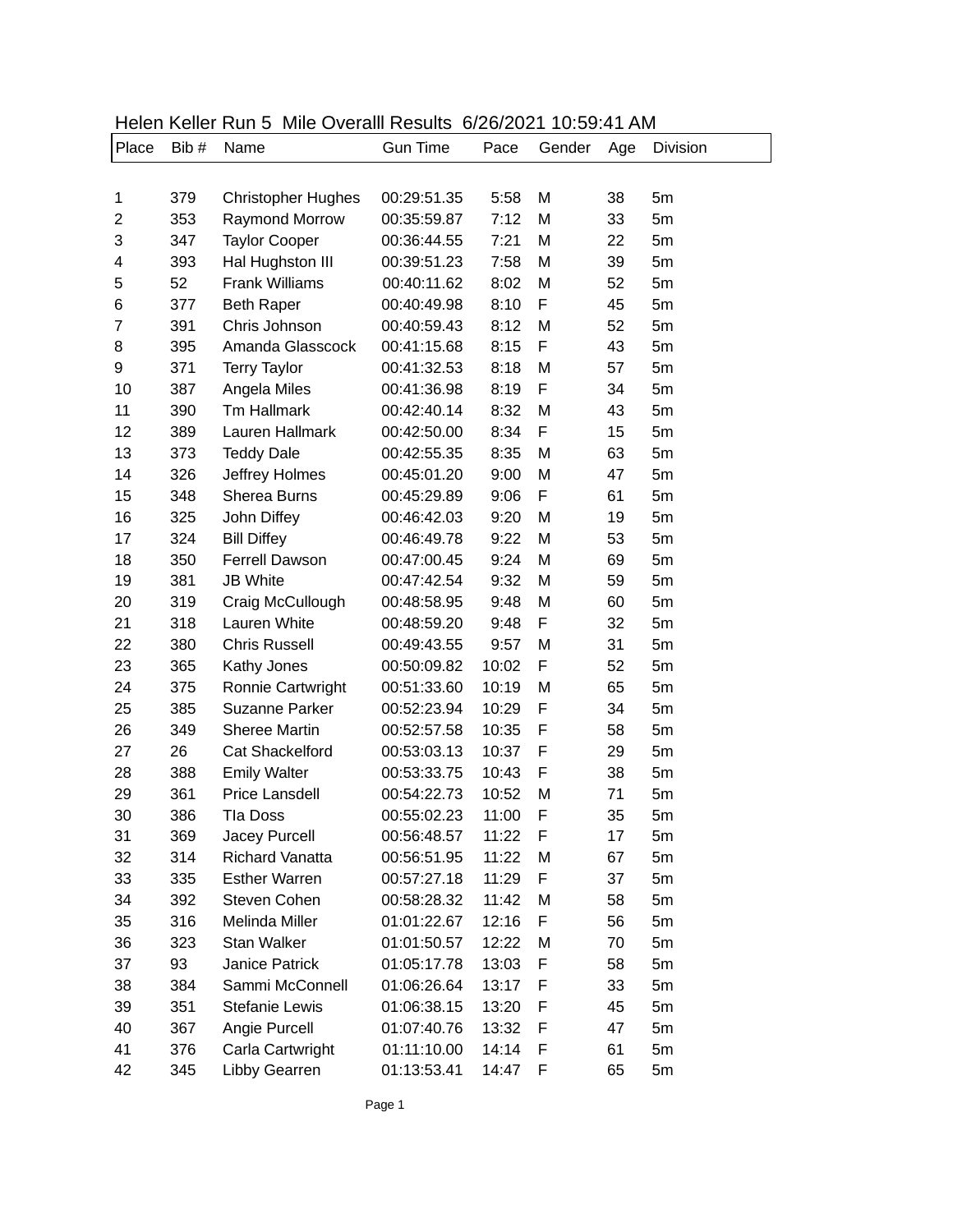# Helen Keller Run 5 Mile Overalll Results 6/26/2021 10:59:41 AM

| Place | Bib # | Name | Gun Time | Pace | Gender | Age | Division |
|---|---|---|---|---|---|---|---|
| 1 | 379 | Christopher Hughes | 00:29:51.35 | 5:58 | M | 38 | 5m |
| 2 | 353 | Raymond Morrow | 00:35:59.87 | 7:12 | M | 33 | 5m |
| 3 | 347 | Taylor Cooper | 00:36:44.55 | 7:21 | M | 22 | 5m |
| 4 | 393 | Hal Hughston III | 00:39:51.23 | 7:58 | M | 39 | 5m |
| 5 | 52 | Frank Williams | 00:40:11.62 | 8:02 | M | 52 | 5m |
| 6 | 377 | Beth Raper | 00:40:49.98 | 8:10 | F | 45 | 5m |
| 7 | 391 | Chris Johnson | 00:40:59.43 | 8:12 | M | 52 | 5m |
| 8 | 395 | Amanda Glasscock | 00:41:15.68 | 8:15 | F | 43 | 5m |
| 9 | 371 | Terry Taylor | 00:41:32.53 | 8:18 | M | 57 | 5m |
| 10 | 387 | Angela Miles | 00:41:36.98 | 8:19 | F | 34 | 5m |
| 11 | 390 | Tm Hallmark | 00:42:40.14 | 8:32 | M | 43 | 5m |
| 12 | 389 | Lauren Hallmark | 00:42:50.00 | 8:34 | F | 15 | 5m |
| 13 | 373 | Teddy Dale | 00:42:55.35 | 8:35 | M | 63 | 5m |
| 14 | 326 | Jeffrey Holmes | 00:45:01.20 | 9:00 | M | 47 | 5m |
| 15 | 348 | Sherea Burns | 00:45:29.89 | 9:06 | F | 61 | 5m |
| 16 | 325 | John Diffey | 00:46:42.03 | 9:20 | M | 19 | 5m |
| 17 | 324 | Bill Diffey | 00:46:49.78 | 9:22 | M | 53 | 5m |
| 18 | 350 | Ferrell Dawson | 00:47:00.45 | 9:24 | M | 69 | 5m |
| 19 | 381 | JB White | 00:47:42.54 | 9:32 | M | 59 | 5m |
| 20 | 319 | Craig McCullough | 00:48:58.95 | 9:48 | M | 60 | 5m |
| 21 | 318 | Lauren White | 00:48:59.20 | 9:48 | F | 32 | 5m |
| 22 | 380 | Chris Russell | 00:49:43.55 | 9:57 | M | 31 | 5m |
| 23 | 365 | Kathy Jones | 00:50:09.82 | 10:02 | F | 52 | 5m |
| 24 | 375 | Ronnie Cartwright | 00:51:33.60 | 10:19 | M | 65 | 5m |
| 25 | 385 | Suzanne Parker | 00:52:23.94 | 10:29 | F | 34 | 5m |
| 26 | 349 | Sheree Martin | 00:52:57.58 | 10:35 | F | 58 | 5m |
| 27 | 26 | Cat Shackelford | 00:53:03.13 | 10:37 | F | 29 | 5m |
| 28 | 388 | Emily Walter | 00:53:33.75 | 10:43 | F | 38 | 5m |
| 29 | 361 | Price Lansdell | 00:54:22.73 | 10:52 | M | 71 | 5m |
| 30 | 386 | TIa Doss | 00:55:02.23 | 11:00 | F | 35 | 5m |
| 31 | 369 | Jacey Purcell | 00:56:48.57 | 11:22 | F | 17 | 5m |
| 32 | 314 | Richard Vanatta | 00:56:51.95 | 11:22 | M | 67 | 5m |
| 33 | 335 | Esther Warren | 00:57:27.18 | 11:29 | F | 37 | 5m |
| 34 | 392 | Steven Cohen | 00:58:28.32 | 11:42 | M | 58 | 5m |
| 35 | 316 | Melinda Miller | 01:01:22.67 | 12:16 | F | 56 | 5m |
| 36 | 323 | Stan Walker | 01:01:50.57 | 12:22 | M | 70 | 5m |
| 37 | 93 | Janice Patrick | 01:05:17.78 | 13:03 | F | 58 | 5m |
| 38 | 384 | Sammi McConnell | 01:06:26.64 | 13:17 | F | 33 | 5m |
| 39 | 351 | Stefanie Lewis | 01:06:38.15 | 13:20 | F | 45 | 5m |
| 40 | 367 | Angie Purcell | 01:07:40.76 | 13:32 | F | 47 | 5m |
| 41 | 376 | Carla Cartwright | 01:11:10.00 | 14:14 | F | 61 | 5m |
| 42 | 345 | Libby Gearren | 01:13:53.41 | 14:47 | F | 65 | 5m |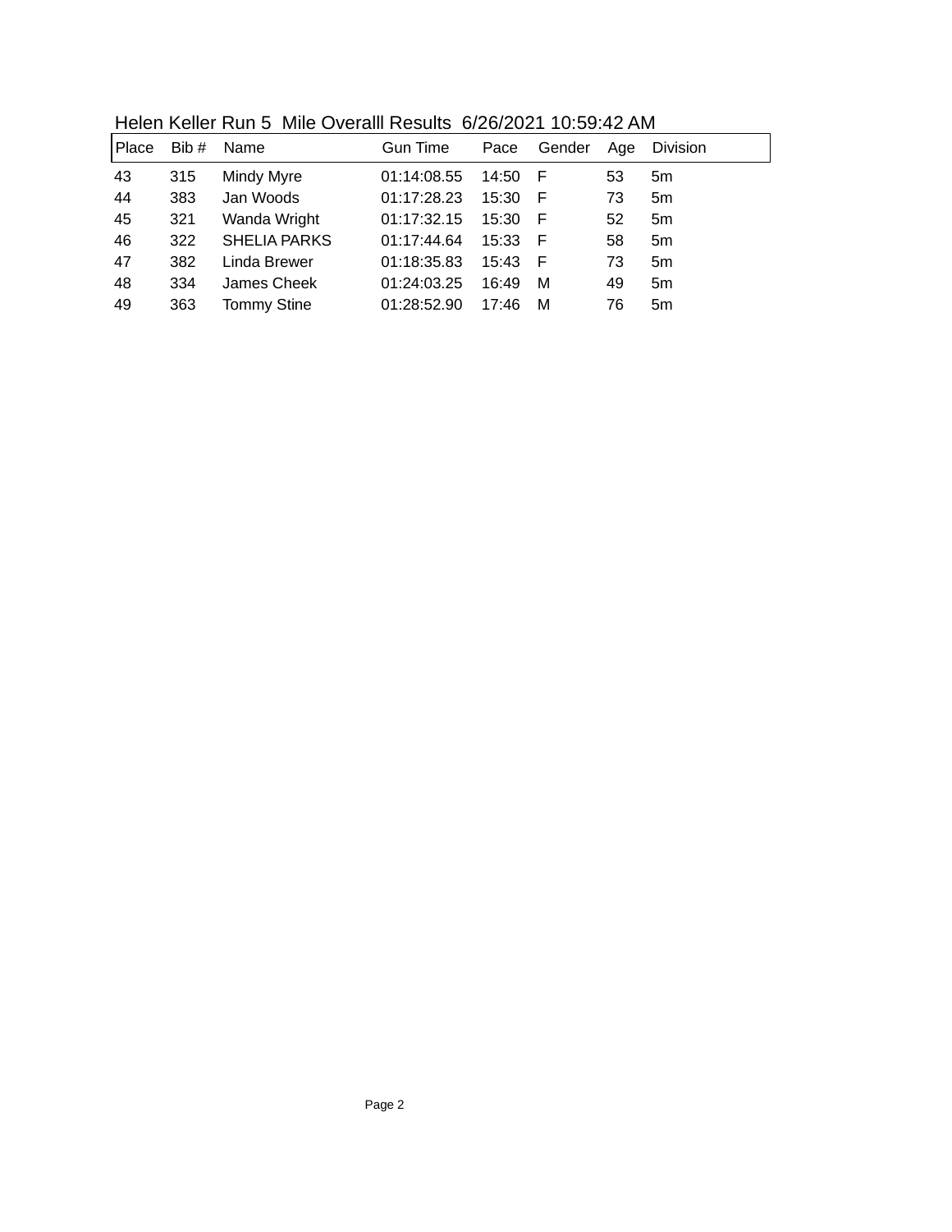Helen Keller Run 5  Mile Overalll Results  6/26/2021 10:59:42 AM

| Place | Bib # | Name | Gun Time | Pace | Gender | Age | Division |
|---|---|---|---|---|---|---|---|
| 43 | 315 | Mindy Myre | 01:14:08.55 | 14:50 | F | 53 | 5m |
| 44 | 383 | Jan Woods | 01:17:28.23 | 15:30 | F | 73 | 5m |
| 45 | 321 | Wanda Wright | 01:17:32.15 | 15:30 | F | 52 | 5m |
| 46 | 322 | SHELIA PARKS | 01:17:44.64 | 15:33 | F | 58 | 5m |
| 47 | 382 | Linda Brewer | 01:18:35.83 | 15:43 | F | 73 | 5m |
| 48 | 334 | James Cheek | 01:24:03.25 | 16:49 | M | 49 | 5m |
| 49 | 363 | Tommy Stine | 01:28:52.90 | 17:46 | M | 76 | 5m |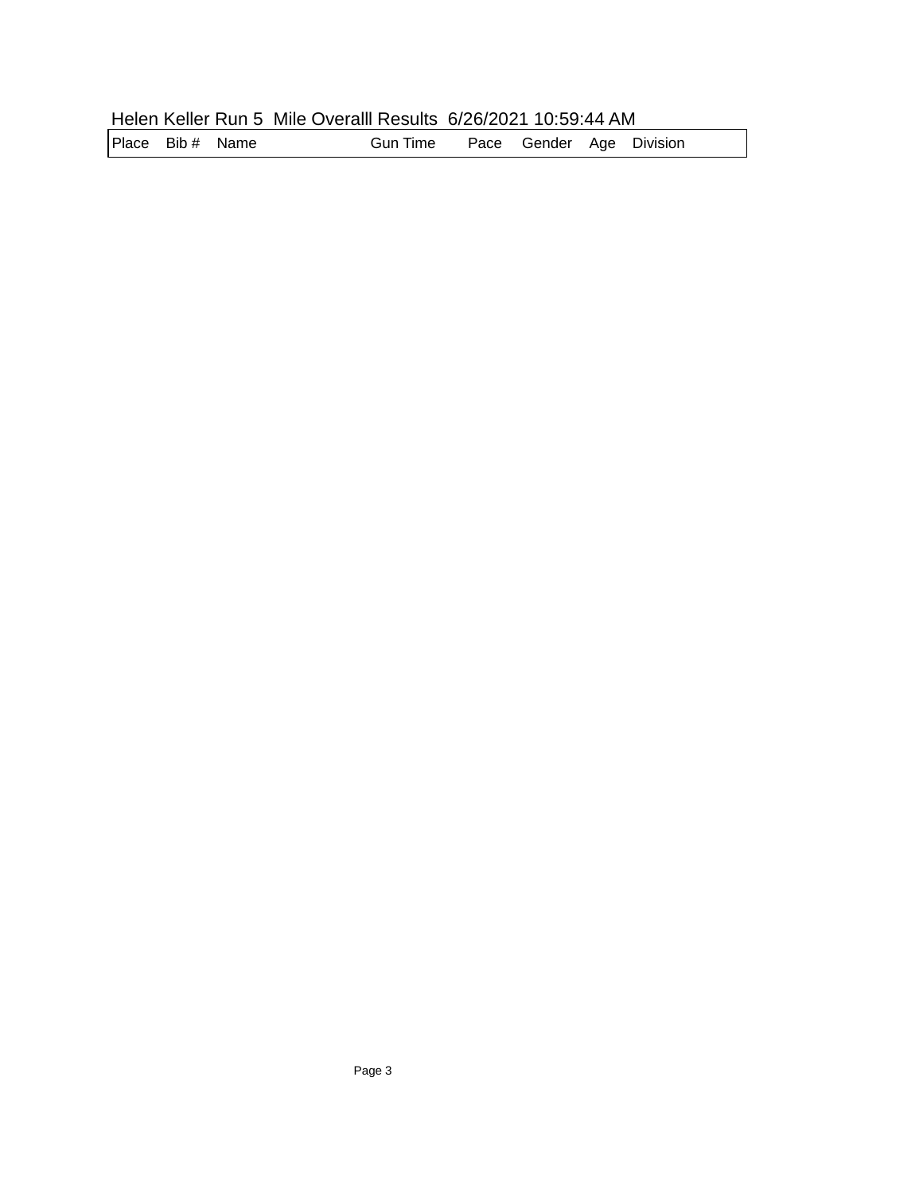Helen Keller Run 5 Mile Overalll Results 6/26/2021 10:59:44 AM

| Place | Bib # | Name | Gun Time | Pace | Gender | Age | Division |
|---|---|---|---|---|---|---|---|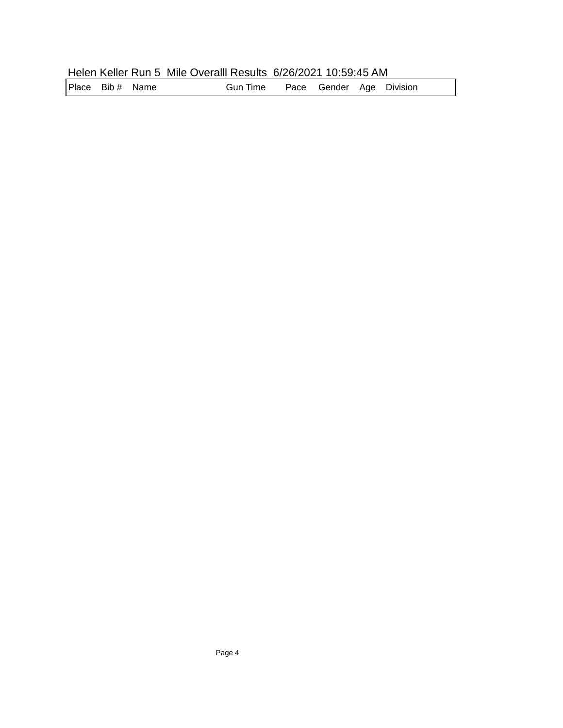Helen Keller Run 5 Mile Overalll Results 6/26/2021 10:59:45 AM

| Place | Bib # | Name | Gun Time | Pace | Gender | Age | Division |
|---|---|---|---|---|---|---|---|